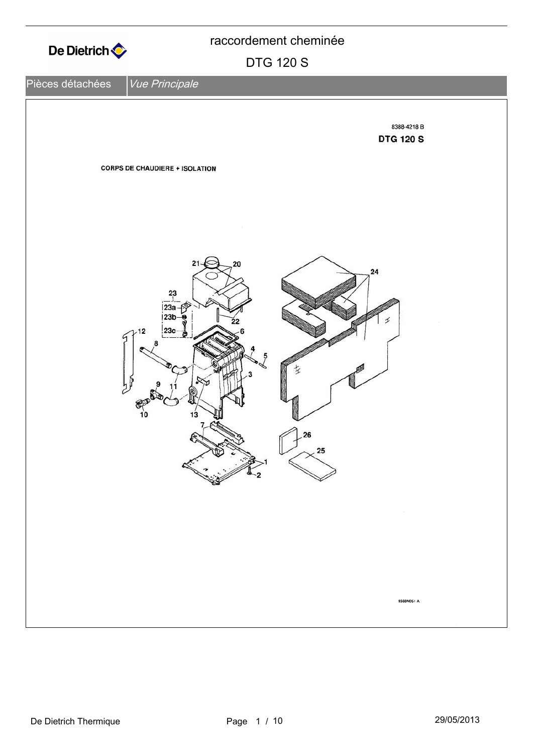# raccordement cheminée

## DTG 120 S

Pièces détachées | *Vue Principale*

8388-4218 B

**DTG 120 S**

CORPS DE CHAUDIERE + ISOLATION

8388N051 A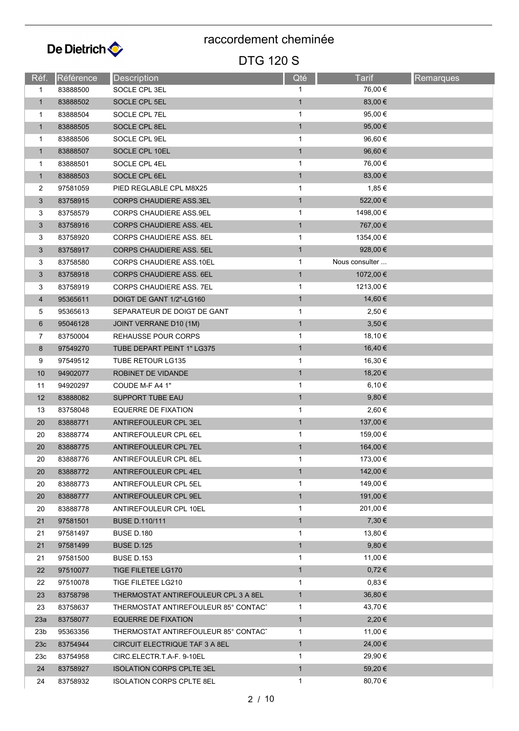De Dietrich

# raccordement cheminée

## DTG 120 S

| Réf. | Référence | Description | Qté | Tarif | Remarques |
|---|---|---|---|---|---|
| 1 | 83888500 | SOCLE CPL 3EL | 1 | 76,00 € | |
| 1 | 83888502 | SOCLE CPL 5EL | 1 | 83,00 € | |
| 1 | 83888504 | SOCLE CPL 7EL | 1 | 95,00 € | |
| 1 | 83888505 | SOCLE CPL 8EL | 1 | 95,00 € | |
| 1 | 83888506 | SOCLE CPL 9EL | 1 | 96,60 € | |
| 1 | 83888507 | SOCLE CPL 10EL | 1 | 96,60 € | |
| 1 | 83888501 | SOCLE CPL 4EL | 1 | 76,00 € | |
| 1 | 83888503 | SOCLE CPL 6EL | 1 | 83,00 € | |
| 2 | 97581059 | PIED REGLABLE CPL M8X25 | 1 | 1,85 € | |
| 3 | 83758915 | CORPS CHAUDIERE ASS.3EL | 1 | 522,00 € | |
| 3 | 83758579 | CORPS CHAUDIERE ASS.9EL | 1 | 1498,00 € | |
| 3 | 83758916 | CORPS CHAUDIERE ASS. 4EL | 1 | 767,00 € | |
| 3 | 83758920 | CORPS CHAUDIERE ASS. 8EL | 1 | 1354,00 € | |
| 3 | 83758917 | CORPS CHAUDIERE ASS. 5EL | 1 | 928,00 € | |
| 3 | 83758580 | CORPS CHAUDIERE ASS.10EL | 1 | Nous consulter ... | |
| 3 | 83758918 | CORPS CHAUDIERE ASS. 6EL | 1 | 1072,00 € | |
| 3 | 83758919 | CORPS CHAUDIERE ASS. 7EL | 1 | 1213,00 € | |
| 4 | 95365611 | DOIGT DE GANT 1/2"-LG160 | 1 | 14,60 € | |
| 5 | 95365613 | SEPARATEUR DE DOIGT DE GANT | 1 | 2,50 € | |
| 6 | 95046128 | JOINT VERRANE D10 (1M) | 1 | 3,50 € | |
| 7 | 83750004 | REHAUSSE POUR CORPS | 1 | 18,10 € | |
| 8 | 97549270 | TUBE DEPART PEINT 1" LG375 | 1 | 16,40 € | |
| 9 | 97549512 | TUBE RETOUR LG135 | 1 | 16,30 € | |
| 10 | 94902077 | ROBINET DE VIDANDE | 1 | 18,20 € | |
| 11 | 94920297 | COUDE M-F A4 1" | 1 | 6,10 € | |
| 12 | 83888082 | SUPPORT TUBE EAU | 1 | 9,80 € | |
| 13 | 83758048 | EQUERRE DE FIXATION | 1 | 2,60 € | |
| 20 | 83888771 | ANTIREFOULEUR CPL 3EL | 1 | 137,00 € | |
| 20 | 83888774 | ANTIREFOULEUR CPL 6EL | 1 | 159,00 € | |
| 20 | 83888775 | ANTIREFOULEUR CPL 7EL | 1 | 164,00 € | |
| 20 | 83888776 | ANTIREFOULEUR CPL 8EL | 1 | 173,00 € | |
| 20 | 83888772 | ANTIREFOULEUR CPL 4EL | 1 | 142,00 € | |
| 20 | 83888773 | ANTIREFOULEUR CPL 5EL | 1 | 149,00 € | |
| 20 | 83888777 | ANTIREFOULEUR CPL 9EL | 1 | 191,00 € | |
| 20 | 83888778 | ANTIREFOULEUR CPL 10EL | 1 | 201,00 € | |
| 21 | 97581501 | BUSE D.110/111 | 1 | 7,30 € | |
| 21 | 97581497 | BUSE D.180 | 1 | 13,80 € | |
| 21 | 97581499 | BUSE D.125 | 1 | 9,80 € | |
| 21 | 97581500 | BUSE D.153 | 1 | 11,00 € | |
| 22 | 97510077 | TIGE FILETEE LG170 | 1 | 0,72 € | |
| 22 | 97510078 | TIGE FILETEE LG210 | 1 | 0,83 € | |
| 23 | 83758798 | THERMOSTAT ANTIREFOULEUR CPL 3 A 8EL | 1 | 36,80 € | |
| 23 | 83758637 | THERMOSTAT ANTIREFOULEUR 85° CONTACT | 1 | 43,70 € | |
| 23a | 83758077 | EQUERRE DE FIXATION | 1 | 2,20 € | |
| 23b | 95363356 | THERMOSTAT ANTIREFOULEUR 85° CONTACT | 1 | 11,00 € | |
| 23c | 83754944 | CIRCUIT ELECTRIQUE TAF 3 A 8EL | 1 | 24,00 € | |
| 23c | 83754958 | CIRC.ELECTR.T.A-F. 9-10EL | 1 | 29,90 € | |
| 24 | 83758927 | ISOLATION CORPS CPLTE 3EL | 1 | 59,20 € | |
| 24 | 83758932 | ISOLATION CORPS CPLTE 8EL | 1 | 80,70 € | |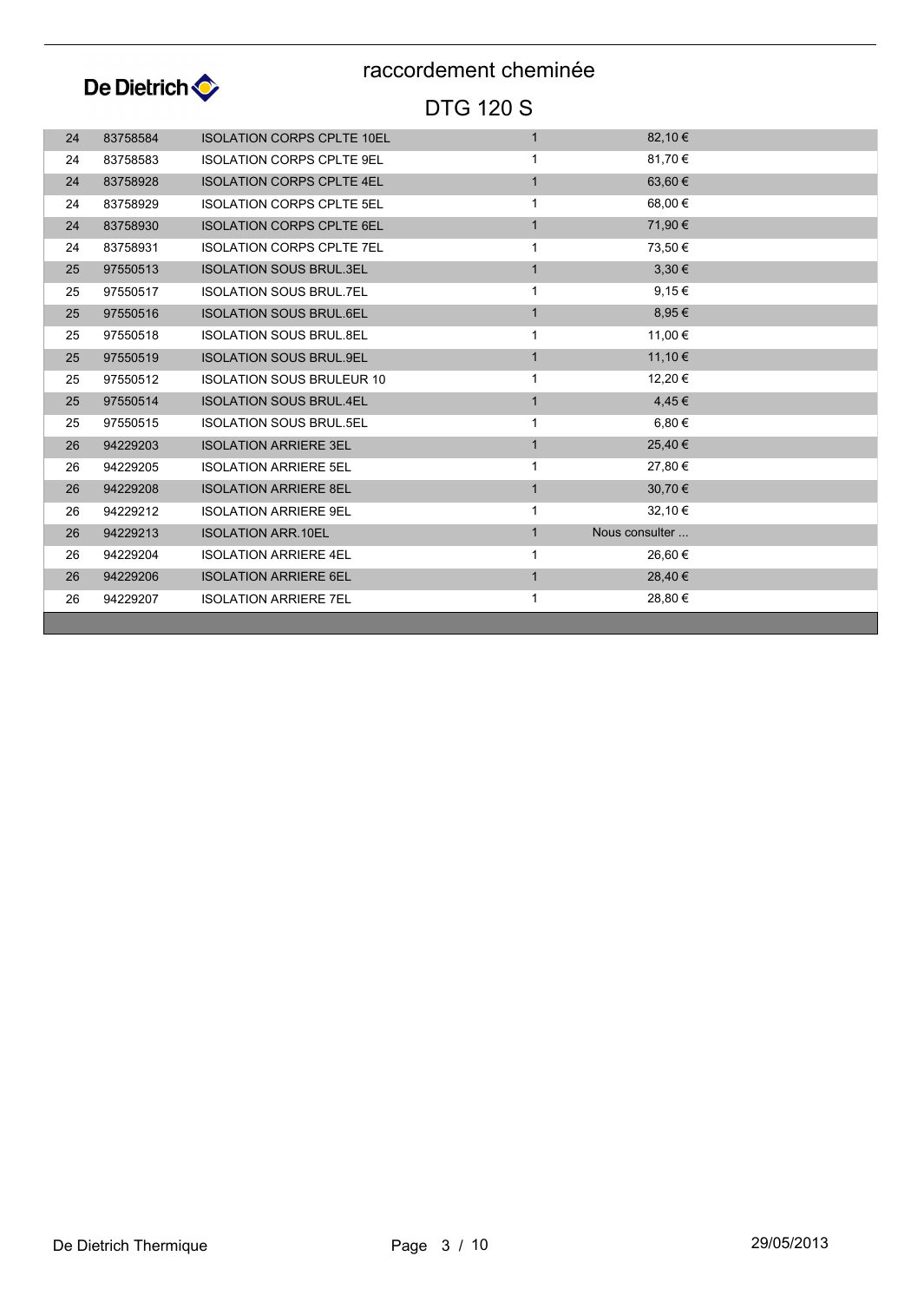# raccordement cheminée

## DTG 120 S

| | | | | |
|---|---|---|---|---|
| 24 | 83758584 | ISOLATION CORPS CPLTE 10EL | 1 | 82,10 € |
| 24 | 83758583 | ISOLATION CORPS CPLTE 9EL | 1 | 81,70 € |
| 24 | 83758928 | ISOLATION CORPS CPLTE 4EL | 1 | 63,60 € |
| 24 | 83758929 | ISOLATION CORPS CPLTE 5EL | 1 | 68,00 € |
| 24 | 83758930 | ISOLATION CORPS CPLTE 6EL | 1 | 71,90 € |
| 24 | 83758931 | ISOLATION CORPS CPLTE 7EL | 1 | 73,50 € |
| 25 | 97550513 | ISOLATION SOUS BRUL.3EL | 1 | 3,30 € |
| 25 | 97550517 | ISOLATION SOUS BRUL.7EL | 1 | 9,15 € |
| 25 | 97550516 | ISOLATION SOUS BRUL.6EL | 1 | 8,95 € |
| 25 | 97550518 | ISOLATION SOUS BRUL.8EL | 1 | 11,00 € |
| 25 | 97550519 | ISOLATION SOUS BRUL.9EL | 1 | 11,10 € |
| 25 | 97550512 | ISOLATION SOUS BRULEUR 10 | 1 | 12,20 € |
| 25 | 97550514 | ISOLATION SOUS BRUL.4EL | 1 | 4,45 € |
| 25 | 97550515 | ISOLATION SOUS BRUL.5EL | 1 | 6,80 € |
| 26 | 94229203 | ISOLATION ARRIERE 3EL | 1 | 25,40 € |
| 26 | 94229205 | ISOLATION ARRIERE 5EL | 1 | 27,80 € |
| 26 | 94229208 | ISOLATION ARRIERE 8EL | 1 | 30,70 € |
| 26 | 94229212 | ISOLATION ARRIERE 9EL | 1 | 32,10 € |
| 26 | 94229213 | ISOLATION ARR.10EL | 1 | Nous consulter ... |
| 26 | 94229204 | ISOLATION ARRIERE 4EL | 1 | 26,60 € |
| 26 | 94229206 | ISOLATION ARRIERE 6EL | 1 | 28,40 € |
| 26 | 94229207 | ISOLATION ARRIERE 7EL | 1 | 28,80 € |

De Dietrich Thermique 29/05/2013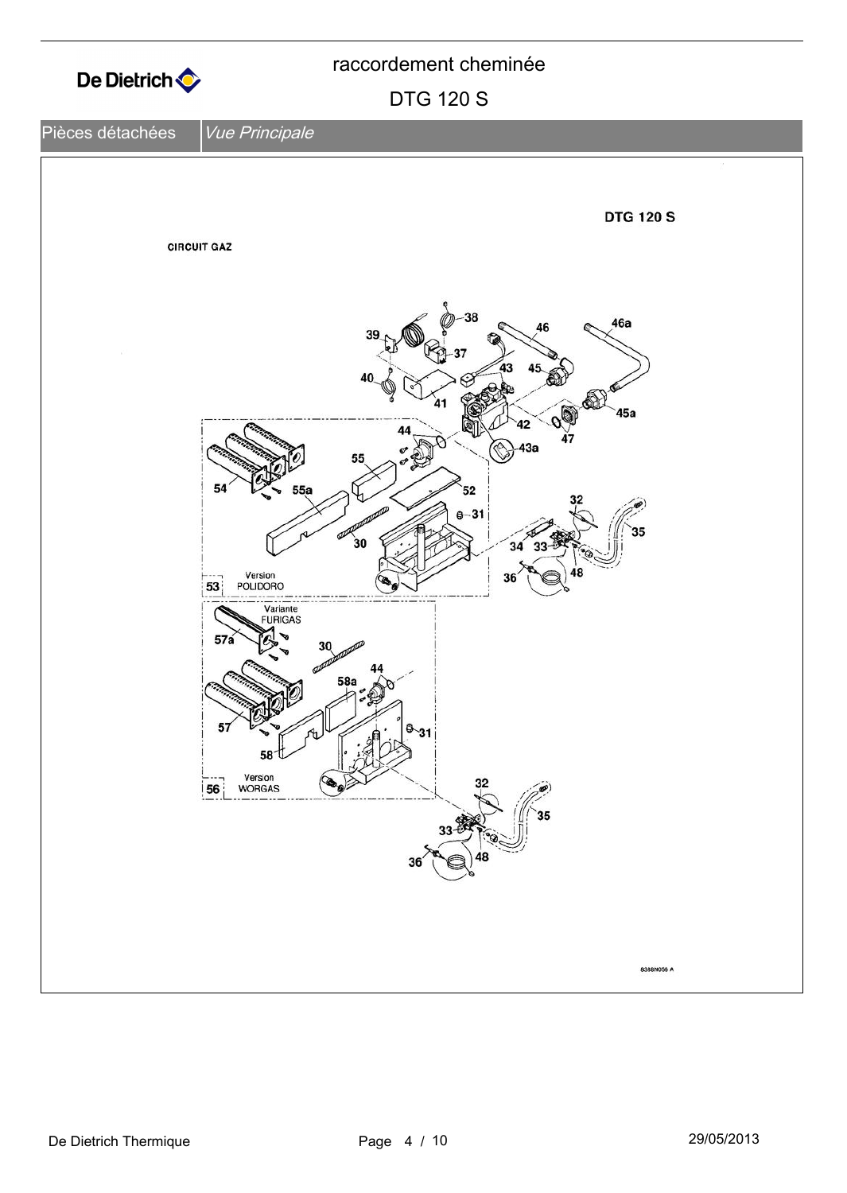# raccordement cheminée

## DTG 120 S

Pièces détachées | *Vue Principale*

DTG 120 S

CIRCUIT GAZ

38 39 37 46 46a 40 43 45 41 45a 42 47 44 43a 55 54 55a 52 31 32 30 35 34 33 36 48 Version POLIDORO 53 Variante FURIGAS 57a 30 44 58a 57 31 58 Version WORGAS 56 32 35 33 36 48

8388N056 A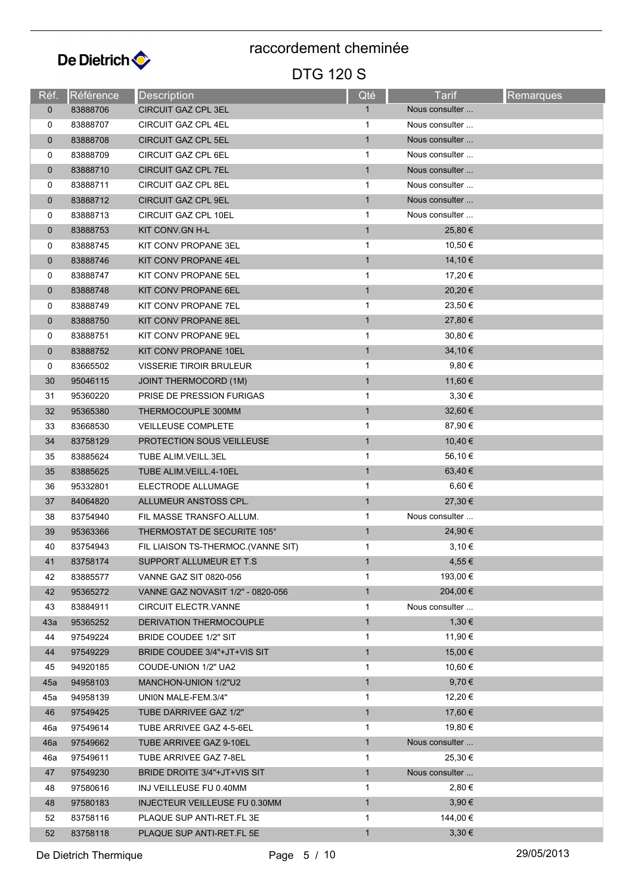# raccordement cheminée

## DTG 120 S

| Réf. | Référence | Description | Qté | Tarif | Remarques |
|---|---|---|---|---|---|
| 0 | 83888706 | CIRCUIT GAZ CPL 3EL | 1 | Nous consulter ... | |
| 0 | 83888707 | CIRCUIT GAZ CPL 4EL | 1 | Nous consulter ... | |
| 0 | 83888708 | CIRCUIT GAZ CPL 5EL | 1 | Nous consulter ... | |
| 0 | 83888709 | CIRCUIT GAZ CPL 6EL | 1 | Nous consulter ... | |
| 0 | 83888710 | CIRCUIT GAZ CPL 7EL | 1 | Nous consulter ... | |
| 0 | 83888711 | CIRCUIT GAZ CPL 8EL | 1 | Nous consulter ... | |
| 0 | 83888712 | CIRCUIT GAZ CPL 9EL | 1 | Nous consulter ... | |
| 0 | 83888713 | CIRCUIT GAZ CPL 10EL | 1 | Nous consulter ... | |
| 0 | 83888753 | KIT CONV.GN H-L | 1 | 25,80 € | |
| 0 | 83888745 | KIT CONV PROPANE 3EL | 1 | 10,50 € | |
| 0 | 83888746 | KIT CONV PROPANE 4EL | 1 | 14,10 € | |
| 0 | 83888747 | KIT CONV PROPANE 5EL | 1 | 17,20 € | |
| 0 | 83888748 | KIT CONV PROPANE 6EL | 1 | 20,20 € | |
| 0 | 83888749 | KIT CONV PROPANE 7EL | 1 | 23,50 € | |
| 0 | 83888750 | KIT CONV PROPANE 8EL | 1 | 27,80 € | |
| 0 | 83888751 | KIT CONV PROPANE 9EL | 1 | 30,80 € | |
| 0 | 83888752 | KIT CONV PROPANE 10EL | 1 | 34,10 € | |
| 0 | 83665502 | VISSERIE TIROIR BRULEUR | 1 | 9,80 € | |
| 30 | 95046115 | JOINT THERMOCORD (1M) | 1 | 11,60 € | |
| 31 | 95360220 | PRISE DE PRESSION FURIGAS | 1 | 3,30 € | |
| 32 | 95365380 | THERMOCOUPLE 300MM | 1 | 32,60 € | |
| 33 | 83668530 | VEILLEUSE COMPLETE | 1 | 87,90 € | |
| 34 | 83758129 | PROTECTION SOUS VEILLEUSE | 1 | 10,40 € | |
| 35 | 83885624 | TUBE ALIM.VEILL.3EL | 1 | 56,10 € | |
| 35 | 83885625 | TUBE ALIM.VEILL.4-10EL | 1 | 63,40 € | |
| 36 | 95332801 | ELECTRODE ALLUMAGE | 1 | 6,60 € | |
| 37 | 84064820 | ALLUMEUR ANSTOSS CPL. | 1 | 27,30 € | |
| 38 | 83754940 | FIL MASSE TRANSFO.ALLUM. | 1 | Nous consulter ... | |
| 39 | 95363366 | THERMOSTAT DE SECURITE 105° | 1 | 24,90 € | |
| 40 | 83754943 | FIL LIAISON TS-THERMOC.(VANNE SIT) | 1 | 3,10 € | |
| 41 | 83758174 | SUPPORT ALLUMEUR ET T.S | 1 | 4,55 € | |
| 42 | 83885577 | VANNE GAZ SIT 0820-056 | 1 | 193,00 € | |
| 42 | 95365272 | VANNE GAZ NOVASIT 1/2" - 0820-056 | 1 | 204,00 € | |
| 43 | 83884911 | CIRCUIT ELECTR.VANNE | 1 | Nous consulter ... | |
| 43a | 95365252 | DERIVATION THERMOCOUPLE | 1 | 1,30 € | |
| 44 | 97549224 | BRIDE COUDEE 1/2" SIT | 1 | 11,90 € | |
| 44 | 97549229 | BRIDE COUDEE 3/4"+JT+VIS SIT | 1 | 15,00 € | |
| 45 | 94920185 | COUDE-UNION 1/2" UA2 | 1 | 10,60 € | |
| 45a | 94958103 | MANCHON-UNION 1/2"U2 | 1 | 9,70 € | |
| 45a | 94958139 | UNI0N MALE-FEM.3/4" | 1 | 12,20 € | |
| 46 | 97549425 | TUBE DARRIVEE GAZ 1/2" | 1 | 17,60 € | |
| 46a | 97549614 | TUBE ARRIVEE GAZ 4-5-6EL | 1 | 19,80 € | |
| 46a | 97549662 | TUBE ARRIVEE GAZ 9-10EL | 1 | Nous consulter ... | |
| 46a | 97549611 | TUBE ARRIVEE GAZ 7-8EL | 1 | 25,30 € | |
| 47 | 97549230 | BRIDE DROITE 3/4"+JT+VIS SIT | 1 | Nous consulter ... | |
| 48 | 97580616 | INJ VEILLEUSE FU 0.40MM | 1 | 2,80 € | |
| 48 | 97580183 | INJECTEUR VEILLEUSE FU 0.30MM | 1 | 3,90 € | |
| 52 | 83758116 | PLAQUE SUP ANTI-RET.FL 3E | 1 | 144,00 € | |
| 52 | 83758118 | PLAQUE SUP ANTI-RET.FL 5E | 1 | 3,30 € | |

De Dietrich Thermique — 29/05/2013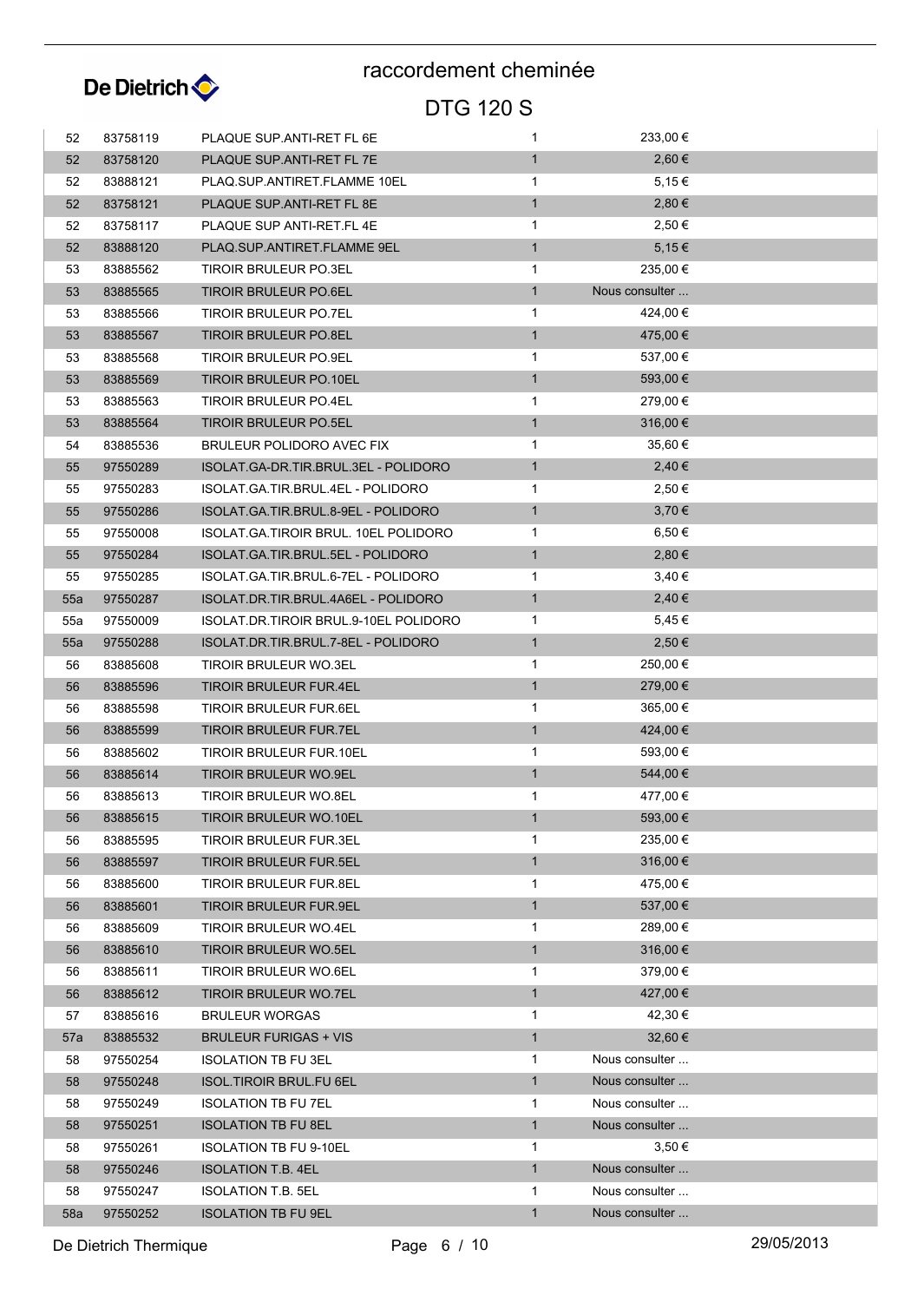# raccordement cheminée

## DTG 120 S

| | | | | |
|---|---|---|---|---|
| 52 | 83758119 | PLAQUE SUP.ANTI-RET FL 6E | 1 | 233,00 € |
| 52 | 83758120 | PLAQUE SUP.ANTI-RET FL 7E | 1 | 2,60 € |
| 52 | 83888121 | PLAQ.SUP.ANTIRET.FLAMME 10EL | 1 | 5,15 € |
| 52 | 83758121 | PLAQUE SUP.ANTI-RET FL 8E | 1 | 2,80 € |
| 52 | 83758117 | PLAQUE SUP ANTI-RET.FL 4E | 1 | 2,50 € |
| 52 | 83888120 | PLAQ.SUP.ANTIRET.FLAMME 9EL | 1 | 5,15 € |
| 53 | 83885562 | TIROIR BRULEUR PO.3EL | 1 | 235,00 € |
| 53 | 83885565 | TIROIR BRULEUR PO.6EL | 1 | Nous consulter ... |
| 53 | 83885566 | TIROIR BRULEUR PO.7EL | 1 | 424,00 € |
| 53 | 83885567 | TIROIR BRULEUR PO.8EL | 1 | 475,00 € |
| 53 | 83885568 | TIROIR BRULEUR PO.9EL | 1 | 537,00 € |
| 53 | 83885569 | TIROIR BRULEUR PO.10EL | 1 | 593,00 € |
| 53 | 83885563 | TIROIR BRULEUR PO.4EL | 1 | 279,00 € |
| 53 | 83885564 | TIROIR BRULEUR PO.5EL | 1 | 316,00 € |
| 54 | 83885536 | BRULEUR POLIDORO AVEC FIX | 1 | 35,60 € |
| 55 | 97550289 | ISOLAT.GA-DR.TIR.BRUL.3EL - POLIDORO | 1 | 2,40 € |
| 55 | 97550283 | ISOLAT.GA.TIR.BRUL.4EL - POLIDORO | 1 | 2,50 € |
| 55 | 97550286 | ISOLAT.GA.TIR.BRUL.8-9EL - POLIDORO | 1 | 3,70 € |
| 55 | 97550008 | ISOLAT.GA.TIROIR BRUL. 10EL POLIDORO | 1 | 6,50 € |
| 55 | 97550284 | ISOLAT.GA.TIR.BRUL.5EL - POLIDORO | 1 | 2,80 € |
| 55 | 97550285 | ISOLAT.GA.TIR.BRUL.6-7EL - POLIDORO | 1 | 3,40 € |
| 55a | 97550287 | ISOLAT.DR.TIR.BRUL.4A6EL - POLIDORO | 1 | 2,40 € |
| 55a | 97550009 | ISOLAT.DR.TIROIR BRUL.9-10EL POLIDORO | 1 | 5,45 € |
| 55a | 97550288 | ISOLAT.DR.TIR.BRUL.7-8EL - POLIDORO | 1 | 2,50 € |
| 56 | 83885608 | TIROIR BRULEUR WO.3EL | 1 | 250,00 € |
| 56 | 83885596 | TIROIR BRULEUR FUR.4EL | 1 | 279,00 € |
| 56 | 83885598 | TIROIR BRULEUR FUR.6EL | 1 | 365,00 € |
| 56 | 83885599 | TIROIR BRULEUR FUR.7EL | 1 | 424,00 € |
| 56 | 83885602 | TIROIR BRULEUR FUR.10EL | 1 | 593,00 € |
| 56 | 83885614 | TIROIR BRULEUR WO.9EL | 1 | 544,00 € |
| 56 | 83885613 | TIROIR BRULEUR WO.8EL | 1 | 477,00 € |
| 56 | 83885615 | TIROIR BRULEUR WO.10EL | 1 | 593,00 € |
| 56 | 83885595 | TIROIR BRULEUR FUR.3EL | 1 | 235,00 € |
| 56 | 83885597 | TIROIR BRULEUR FUR.5EL | 1 | 316,00 € |
| 56 | 83885600 | TIROIR BRULEUR FUR.8EL | 1 | 475,00 € |
| 56 | 83885601 | TIROIR BRULEUR FUR.9EL | 1 | 537,00 € |
| 56 | 83885609 | TIROIR BRULEUR WO.4EL | 1 | 289,00 € |
| 56 | 83885610 | TIROIR BRULEUR WO.5EL | 1 | 316,00 € |
| 56 | 83885611 | TIROIR BRULEUR WO.6EL | 1 | 379,00 € |
| 56 | 83885612 | TIROIR BRULEUR WO.7EL | 1 | 427,00 € |
| 57 | 83885616 | BRULEUR WORGAS | 1 | 42,30 € |
| 57a | 83885532 | BRULEUR FURIGAS + VIS | 1 | 32,60 € |
| 58 | 97550254 | ISOLATION TB FU 3EL | 1 | Nous consulter ... |
| 58 | 97550248 | ISOL.TIROIR BRUL.FU 6EL | 1 | Nous consulter ... |
| 58 | 97550249 | ISOLATION TB FU 7EL | 1 | Nous consulter ... |
| 58 | 97550251 | ISOLATION TB FU 8EL | 1 | Nous consulter ... |
| 58 | 97550261 | ISOLATION TB FU 9-10EL | 1 | 3,50 € |
| 58 | 97550246 | ISOLATION T.B. 4EL | 1 | Nous consulter ... |
| 58 | 97550247 | ISOLATION T.B. 5EL | 1 | Nous consulter ... |
| 58a | 97550252 | ISOLATION TB FU 9EL | 1 | Nous consulter ... |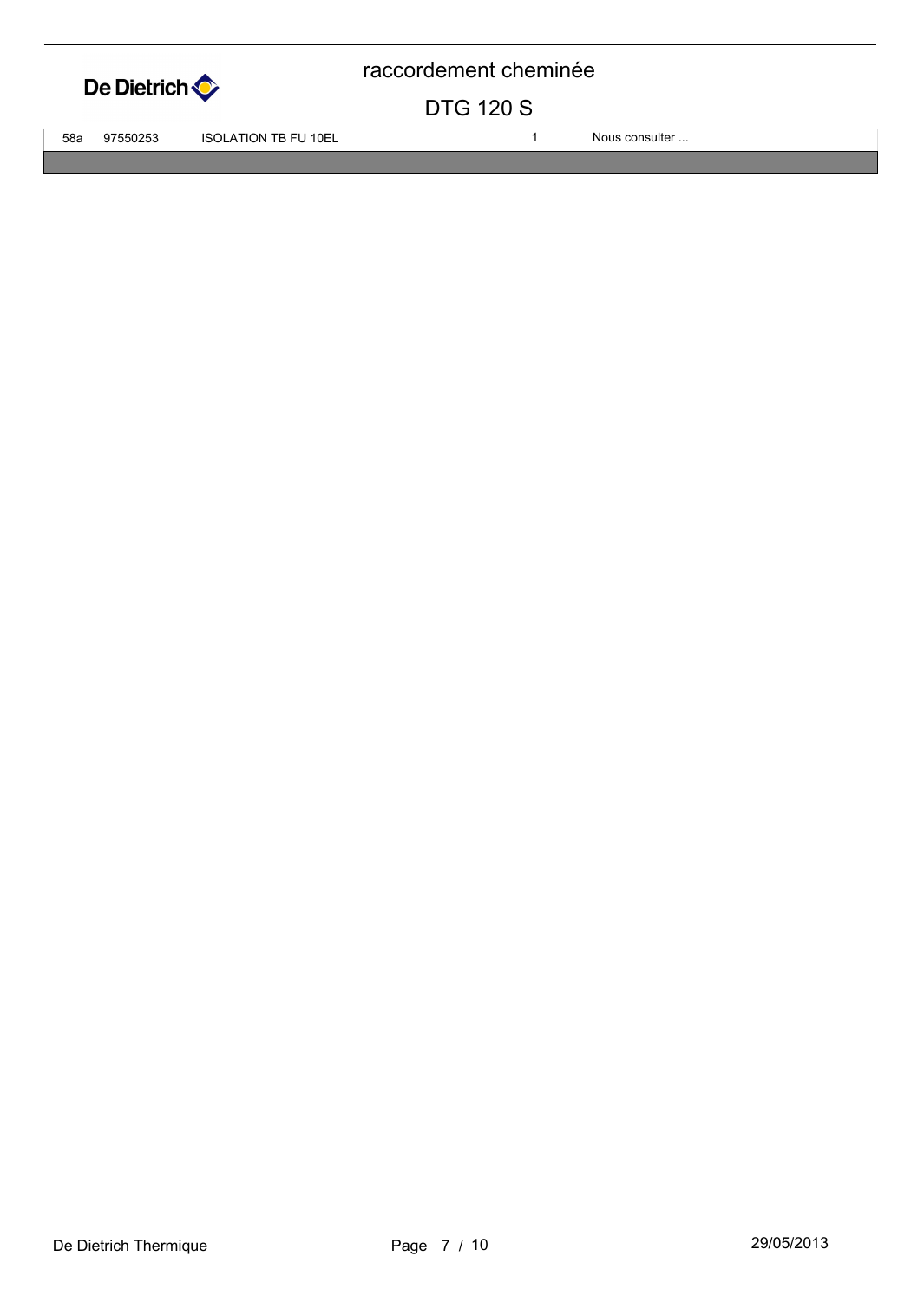| 58a | 97550253 | ISOLATION TB FU 10EL | 1 | Nous consulter ... |
|---|---|---|---|---|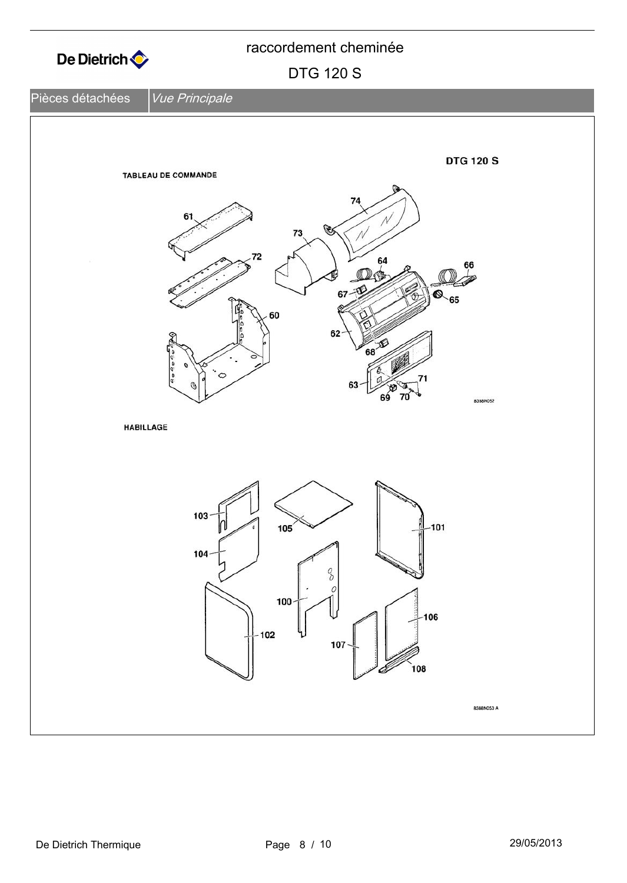# raccordement cheminée

## DTG 120 S

Pièces détachées | *Vue Principale*

**DTG 120 S**

TABLEAU DE COMMANDE

61, 72, 60, 73, 74, 64, 66, 67, 65, 62, 68, 63, 71, 69, 70

8388N052

HABILLAGE

103, 104, 105, 101, 100, 102, 106, 107, 108

8388N053 A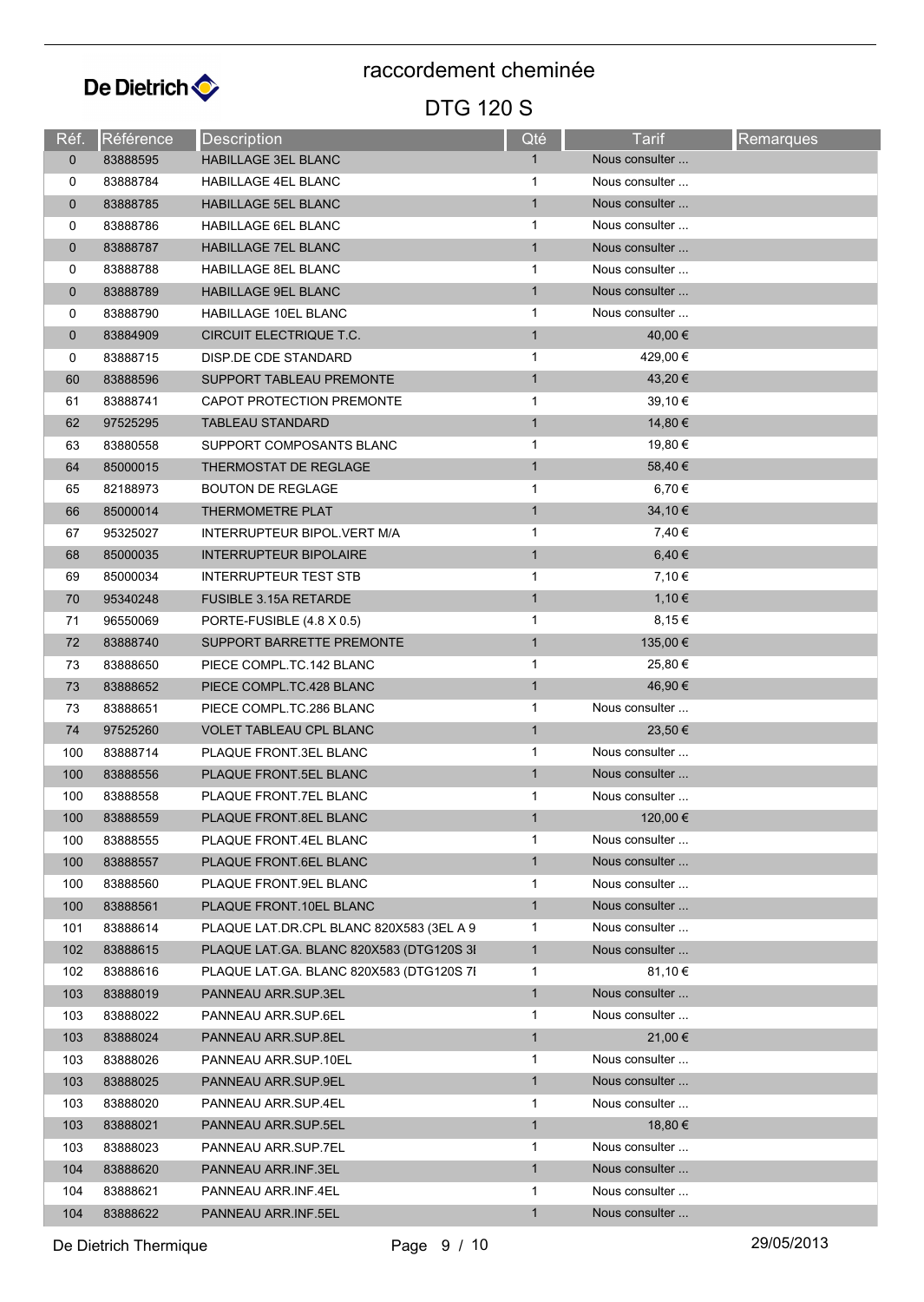# raccordement cheminée

## DTG 120 S

| Réf. | Référence | Description | Qté | Tarif | Remarques |
|---|---|---|---|---|---|
| 0 | 83888595 | HABILLAGE 3EL BLANC | 1 | Nous consulter ... | |
| 0 | 83888784 | HABILLAGE 4EL BLANC | 1 | Nous consulter ... | |
| 0 | 83888785 | HABILLAGE 5EL BLANC | 1 | Nous consulter ... | |
| 0 | 83888786 | HABILLAGE 6EL BLANC | 1 | Nous consulter ... | |
| 0 | 83888787 | HABILLAGE 7EL BLANC | 1 | Nous consulter ... | |
| 0 | 83888788 | HABILLAGE 8EL BLANC | 1 | Nous consulter ... | |
| 0 | 83888789 | HABILLAGE 9EL BLANC | 1 | Nous consulter ... | |
| 0 | 83888790 | HABILLAGE 10EL BLANC | 1 | Nous consulter ... | |
| 0 | 83884909 | CIRCUIT ELECTRIQUE T.C. | 1 | 40,00 € | |
| 0 | 83888715 | DISP.DE CDE STANDARD | 1 | 429,00 € | |
| 60 | 83888596 | SUPPORT TABLEAU PREMONTE | 1 | 43,20 € | |
| 61 | 83888741 | CAPOT PROTECTION PREMONTE | 1 | 39,10 € | |
| 62 | 97525295 | TABLEAU STANDARD | 1 | 14,80 € | |
| 63 | 83880558 | SUPPORT COMPOSANTS BLANC | 1 | 19,80 € | |
| 64 | 85000015 | THERMOSTAT DE REGLAGE | 1 | 58,40 € | |
| 65 | 82188973 | BOUTON DE REGLAGE | 1 | 6,70 € | |
| 66 | 85000014 | THERMOMETRE PLAT | 1 | 34,10 € | |
| 67 | 95325027 | INTERRUPTEUR BIPOL.VERT M/A | 1 | 7,40 € | |
| 68 | 85000035 | INTERRUPTEUR BIPOLAIRE | 1 | 6,40 € | |
| 69 | 85000034 | INTERRUPTEUR TEST STB | 1 | 7,10 € | |
| 70 | 95340248 | FUSIBLE 3.15A RETARDE | 1 | 1,10 € | |
| 71 | 96550069 | PORTE-FUSIBLE (4.8 X 0.5) | 1 | 8,15 € | |
| 72 | 83888740 | SUPPORT BARRETTE PREMONTE | 1 | 135,00 € | |
| 73 | 83888650 | PIECE COMPL.TC.142 BLANC | 1 | 25,80 € | |
| 73 | 83888652 | PIECE COMPL.TC.428 BLANC | 1 | 46,90 € | |
| 73 | 83888651 | PIECE COMPL.TC.286 BLANC | 1 | Nous consulter ... | |
| 74 | 97525260 | VOLET TABLEAU CPL BLANC | 1 | 23,50 € | |
| 100 | 83888714 | PLAQUE FRONT.3EL BLANC | 1 | Nous consulter ... | |
| 100 | 83888556 | PLAQUE FRONT.5EL BLANC | 1 | Nous consulter ... | |
| 100 | 83888558 | PLAQUE FRONT.7EL BLANC | 1 | Nous consulter ... | |
| 100 | 83888559 | PLAQUE FRONT.8EL BLANC | 1 | 120,00 € | |
| 100 | 83888555 | PLAQUE FRONT.4EL BLANC | 1 | Nous consulter ... | |
| 100 | 83888557 | PLAQUE FRONT.6EL BLANC | 1 | Nous consulter ... | |
| 100 | 83888560 | PLAQUE FRONT.9EL BLANC | 1 | Nous consulter ... | |
| 100 | 83888561 | PLAQUE FRONT.10EL BLANC | 1 | Nous consulter ... | |
| 101 | 83888614 | PLAQUE LAT.DR.CPL BLANC 820X583 (3EL A 9 | 1 | Nous consulter ... | |
| 102 | 83888615 | PLAQUE LAT.GA. BLANC 820X583 (DTG120S 3I | 1 | Nous consulter ... | |
| 102 | 83888616 | PLAQUE LAT.GA. BLANC 820X583 (DTG120S 7I | 1 | 81,10 € | |
| 103 | 83888019 | PANNEAU ARR.SUP.3EL | 1 | Nous consulter ... | |
| 103 | 83888022 | PANNEAU ARR.SUP.6EL | 1 | Nous consulter ... | |
| 103 | 83888024 | PANNEAU ARR.SUP.8EL | 1 | 21,00 € | |
| 103 | 83888026 | PANNEAU ARR.SUP.10EL | 1 | Nous consulter ... | |
| 103 | 83888025 | PANNEAU ARR.SUP.9EL | 1 | Nous consulter ... | |
| 103 | 83888020 | PANNEAU ARR.SUP.4EL | 1 | Nous consulter ... | |
| 103 | 83888021 | PANNEAU ARR.SUP.5EL | 1 | 18,80 € | |
| 103 | 83888023 | PANNEAU ARR.SUP.7EL | 1 | Nous consulter ... | |
| 104 | 83888620 | PANNEAU ARR.INF.3EL | 1 | Nous consulter ... | |
| 104 | 83888621 | PANNEAU ARR.INF.4EL | 1 | Nous consulter ... | |
| 104 | 83888622 | PANNEAU ARR.INF.5EL | 1 | Nous consulter ... | |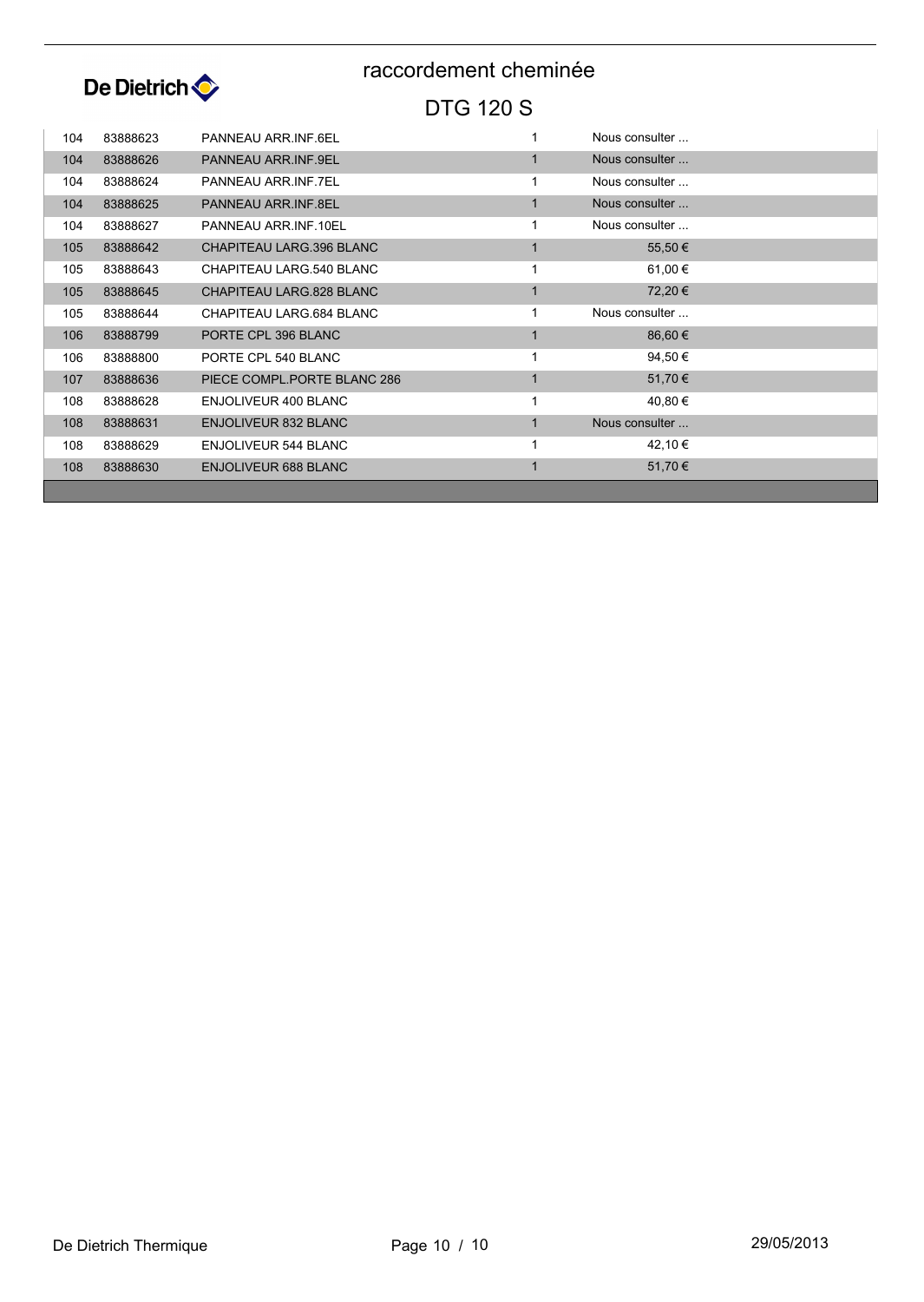# raccordement cheminée

## DTG 120 S

| | | | | |
|---|---|---|---|---|
| 104 | 83888623 | PANNEAU ARR.INF.6EL | 1 | Nous consulter ... |
| 104 | 83888626 | PANNEAU ARR.INF.9EL | 1 | Nous consulter ... |
| 104 | 83888624 | PANNEAU ARR.INF.7EL | 1 | Nous consulter ... |
| 104 | 83888625 | PANNEAU ARR.INF.8EL | 1 | Nous consulter ... |
| 104 | 83888627 | PANNEAU ARR.INF.10EL | 1 | Nous consulter ... |
| 105 | 83888642 | CHAPITEAU LARG.396 BLANC | 1 | 55,50 € |
| 105 | 83888643 | CHAPITEAU LARG.540 BLANC | 1 | 61,00 € |
| 105 | 83888645 | CHAPITEAU LARG.828 BLANC | 1 | 72,20 € |
| 105 | 83888644 | CHAPITEAU LARG.684 BLANC | 1 | Nous consulter ... |
| 106 | 83888799 | PORTE CPL 396 BLANC | 1 | 86,60 € |
| 106 | 83888800 | PORTE CPL 540 BLANC | 1 | 94,50 € |
| 107 | 83888636 | PIECE COMPL.PORTE BLANC 286 | 1 | 51,70 € |
| 108 | 83888628 | ENJOLIVEUR 400 BLANC | 1 | 40,80 € |
| 108 | 83888631 | ENJOLIVEUR 832 BLANC | 1 | Nous consulter ... |
| 108 | 83888629 | ENJOLIVEUR 544 BLANC | 1 | 42,10 € |
| 108 | 83888630 | ENJOLIVEUR 688 BLANC | 1 | 51,70 € |

De Dietrich Thermique

29/05/2013